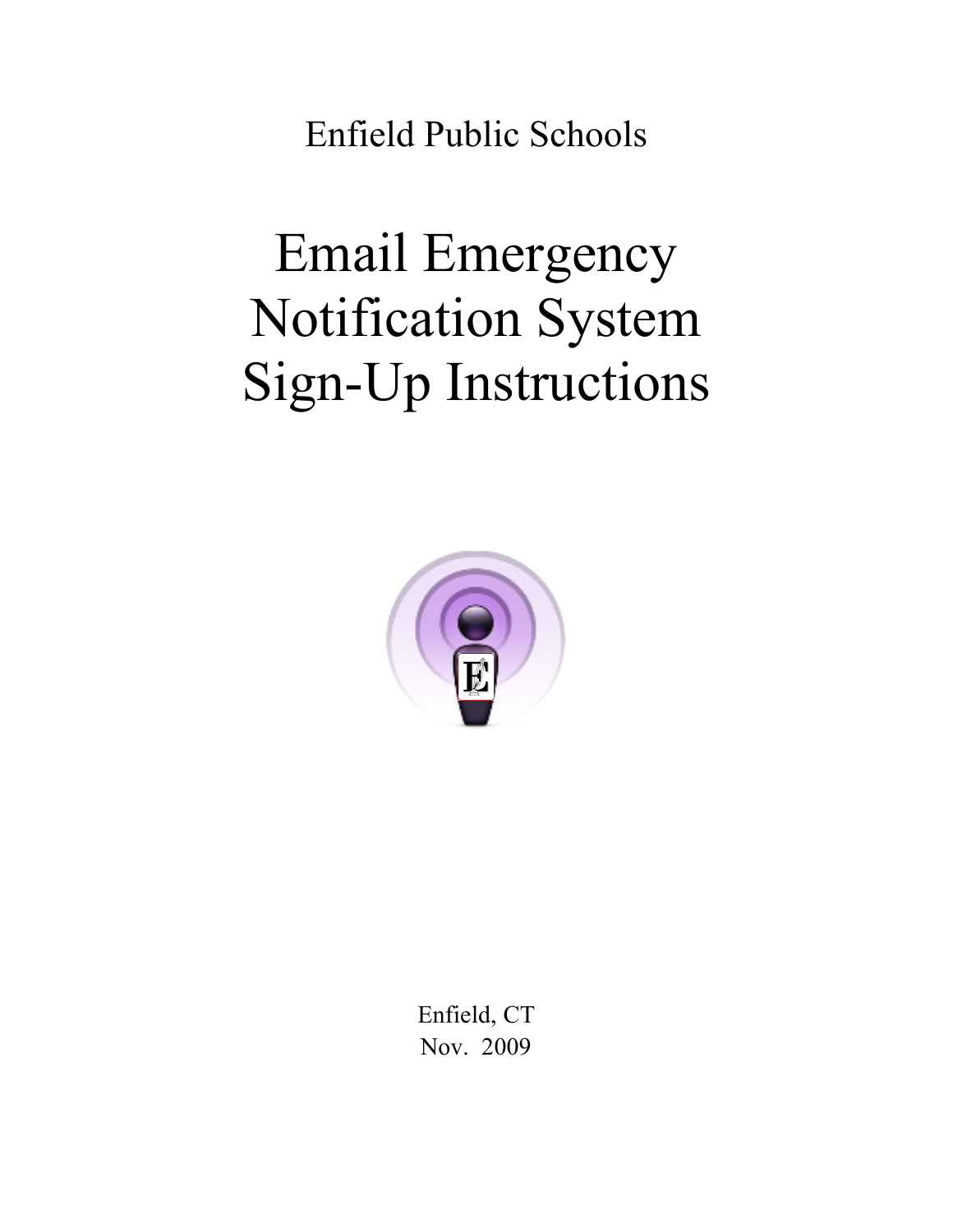Enfield Public Schools

# Email Emergency Notification System Sign-Up Instructions

Enfield, CT
Nov. 2009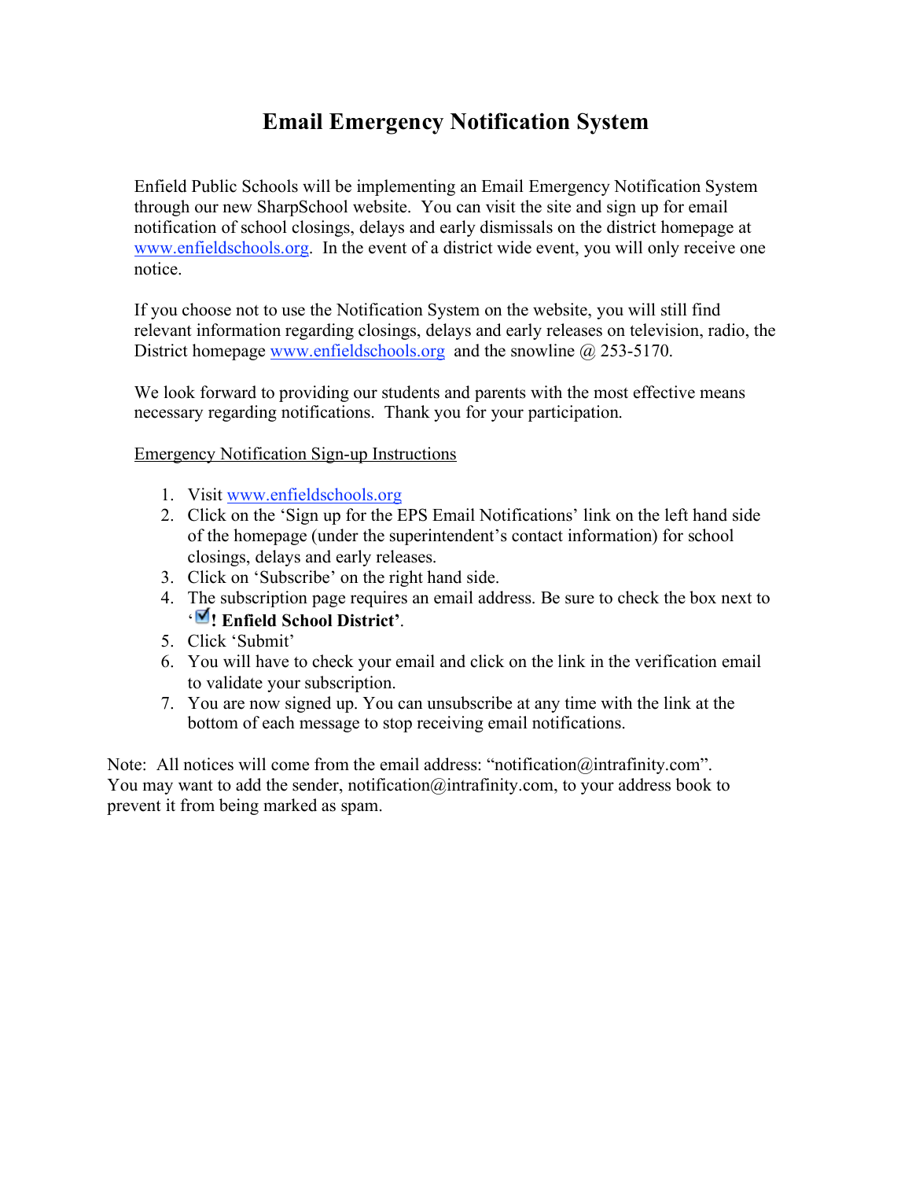# Email Emergency Notification System

Enfield Public Schools will be implementing an Email Emergency Notification System through our new SharpSchool website. You can visit the site and sign up for email notification of school closings, delays and early dismissals on the district homepage at www.enfieldschools.org. In the event of a district wide event, you will only receive one notice.

If you choose not to use the Notification System on the website, you will still find relevant information regarding closings, delays and early releases on television, radio, the District homepage www.enfieldschools.org and the snowline @ 253-5170.

We look forward to providing our students and parents with the most effective means necessary regarding notifications. Thank you for your participation.

Emergency Notification Sign-up Instructions

1. Visit www.enfieldschools.org
2. Click on the 'Sign up for the EPS Email Notifications' link on the left hand side of the homepage (under the superintendent's contact information) for school closings, delays and early releases.
3. Click on 'Subscribe' on the right hand side.
4. The subscription page requires an email address. Be sure to check the box next to '☑ **! Enfield School District**'.
5. Click 'Submit'
6. You will have to check your email and click on the link in the verification email to validate your subscription.
7. You are now signed up. You can unsubscribe at any time with the link at the bottom of each message to stop receiving email notifications.

Note: All notices will come from the email address: "notification@intrafinity.com". You may want to add the sender, notification@intrafinity.com, to your address book to prevent it from being marked as spam.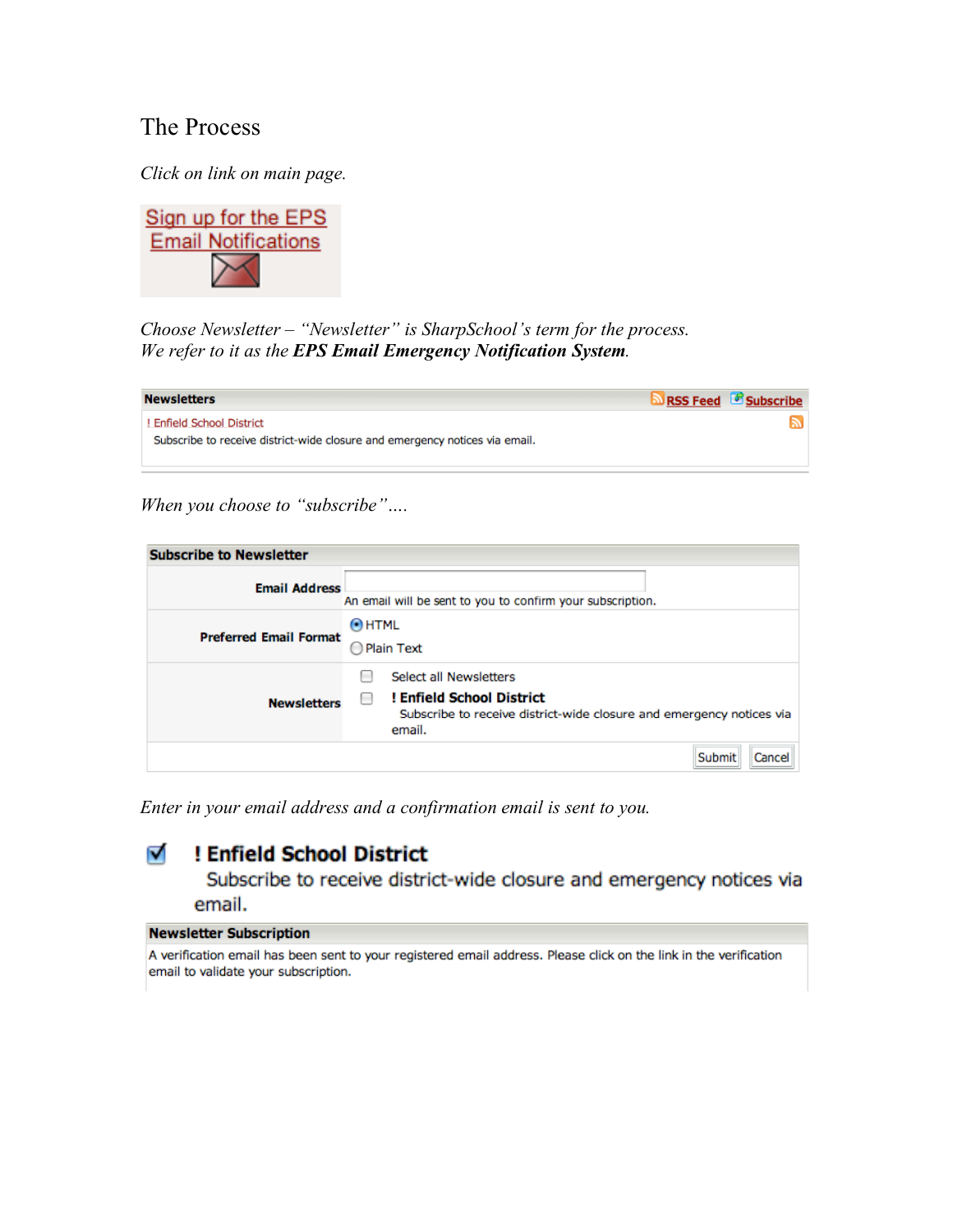# The Process

*Click on link on main page.*

Sign up for the EPS Email Notifications

*Choose Newsletter – "Newsletter" is SharpSchool's term for the process.*
*We refer to it as the* ***EPS Email Emergency Notification System****.*

**Newsletters** RSS Feed Subscribe

! Enfield School District
Subscribe to receive district-wide closure and emergency notices via email.

*When you choose to "subscribe"….*

**Subscribe to Newsletter**

| | |
|---|---|
| **Email Address** | An email will be sent to you to confirm your subscription. |
| **Preferred Email Format** | HTML<br>Plain Text |
| **Newsletters** | Select all Newsletters<br>**! Enfield School District**<br>Subscribe to receive district-wide closure and emergency notices via email. |
| | Submit Cancel |

*Enter in your email address and a confirmation email is sent to you.*

**! Enfield School District**
Subscribe to receive district-wide closure and emergency notices via email.

**Newsletter Subscription**

A verification email has been sent to your registered email address. Please click on the link in the verification email to validate your subscription.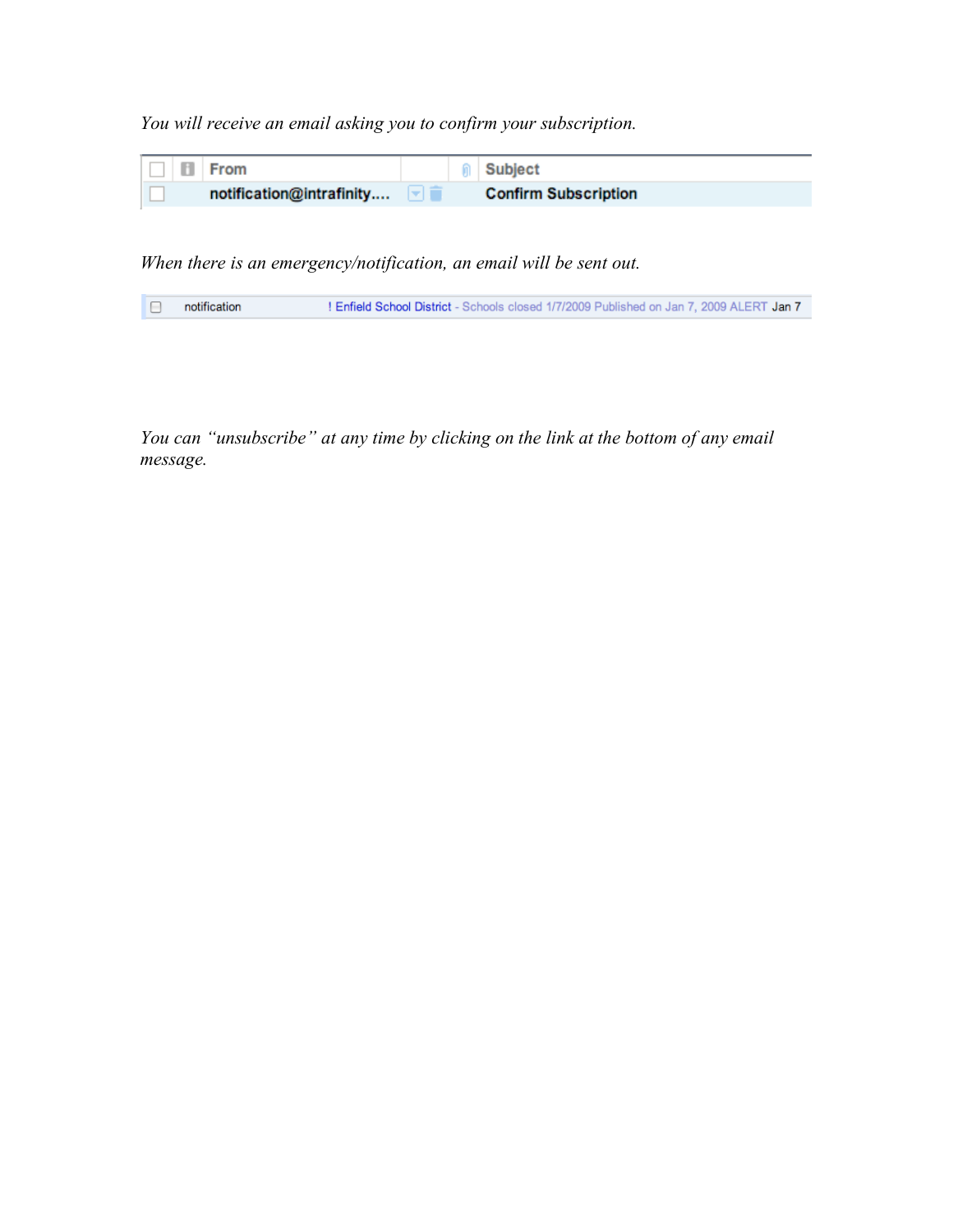*You will receive an email asking you to confirm your subscription.*

| | | From | | | Subject |
|---|---|---|---|---|---|
| | | notification@intrafinity.... | | | Confirm Subscription |

*When there is an emergency/notification, an email will be sent out.*

| | | | |
|---|---|---|---|
| | notification | ! Enfield School District - Schools closed 1/7/2009 Published on Jan 7, 2009 ALERT | Jan 7 |

*You can "unsubscribe" at any time by clicking on the link at the bottom of any email message.*